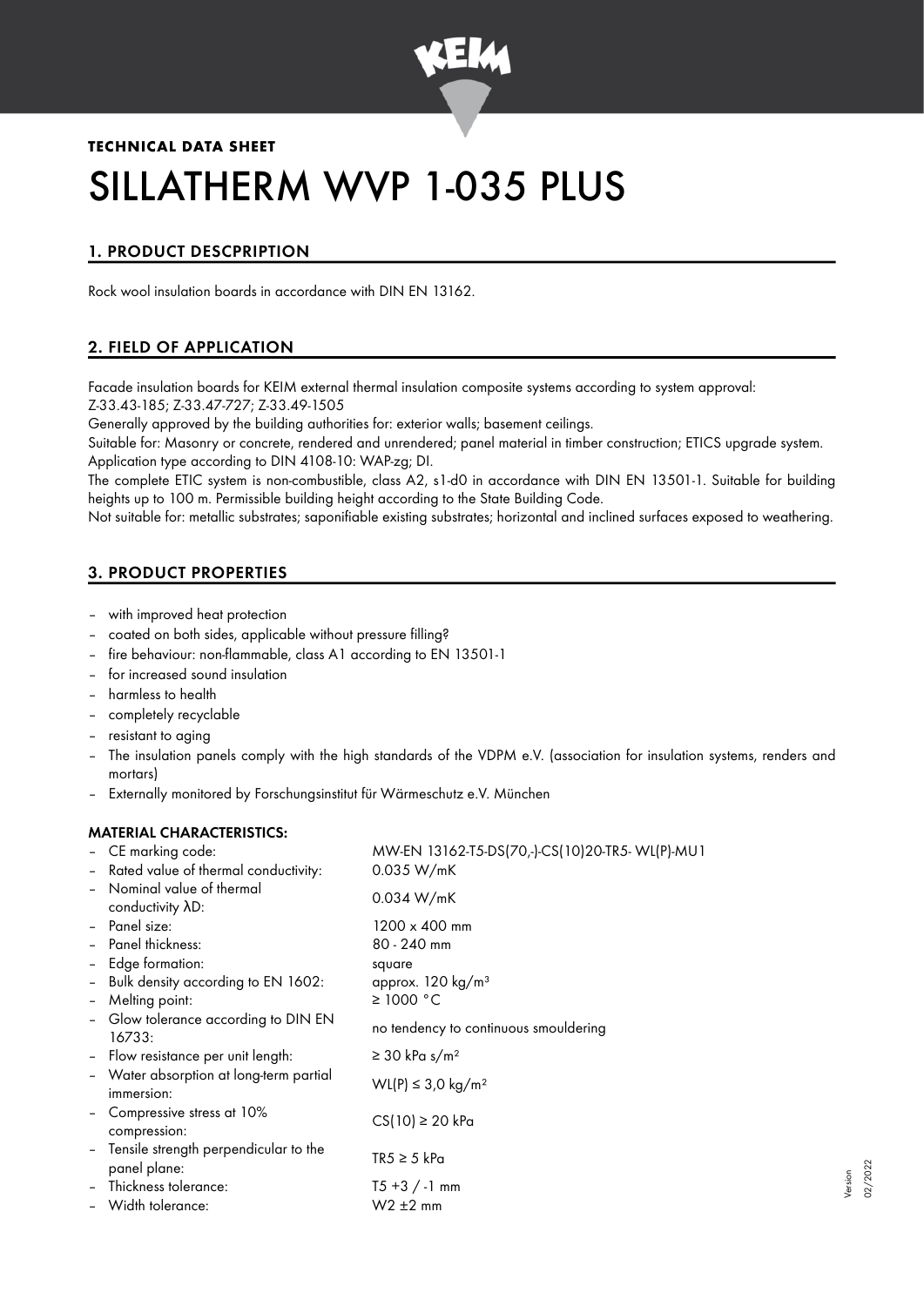**TECHNICAL DATA SHEET**

# SILLATHERM WVP 1-035 PLUS

## 1. PRODUCT DESCPRIPTION

Rock wool insulation boards in accordance with DIN EN 13162.

## 2. FIELD OF APPLICATION

Facade insulation boards for KEIM external thermal insulation composite systems according to system approval: Z-33.43-185; Z-33.47-727; Z-33.49-1505

Generally approved by the building authorities for: exterior walls; basement ceilings.

Suitable for: Masonry or concrete, rendered and unrendered; panel material in timber construction; ETICS upgrade system.

Application type according to DIN 4108-10: WAP-zg; DI.

The complete ETIC system is non-combustible, class A2, s1-d0 in accordance with DIN EN 13501-1. Suitable for building heights up to 100 m. Permissible building height according to the State Building Code.

Not suitable for: metallic substrates; saponifiable existing substrates; horizontal and inclined surfaces exposed to weathering.

## 3. PRODUCT PROPERTIES

- with improved heat protection
- coated on both sides, applicable without pressure filling?
- fire behaviour: non-flammable, class A1 according to EN 13501-1
- for increased sound insulation
- harmless to health
- completely recyclable
- resistant to aging
- The insulation panels comply with the high standards of the VDPM e.V. (association for insulation systems, renders and mortars)
- Externally monitored by Forschungsinstitut für Wärmeschutz e.V. München

### MATERIAL CHARACTERISTICS:

| | |
|---|---|
| – CE marking code: | MW-EN 13162-T5-DS(70,-)-CS(10)20-TR5- WL(P)-MU1 |
| – Rated value of thermal conductivity: | 0.035 W/mK |
| – Nominal value of thermal conductivity λD: | 0.034 W/mK |
| – Panel size: | 1200 x 400 mm |
| – Panel thickness: | 80 - 240 mm |
| – Edge formation: | square |
| – Bulk density according to EN 1602: | approx. 120 kg/m³ |
| – Melting point: | ≥ 1000 °C |
| – Glow tolerance according to DIN EN 16733: | no tendency to continuous smouldering |
| – Flow resistance per unit length: | ≥ 30 kPa s/m² |
| – Water absorption at long-term partial immersion: | WL(P) ≤ 3,0 kg/m² |
| – Compressive stress at 10% compression: | CS(10) ≥ 20 kPa |
| – Tensile strength perpendicular to the panel plane: | TR5 ≥ 5 kPa |
| – Thickness tolerance: | T5 +3 / -1 mm |
| – Width tolerance: | W2 ±2 mm |

Version 02/2022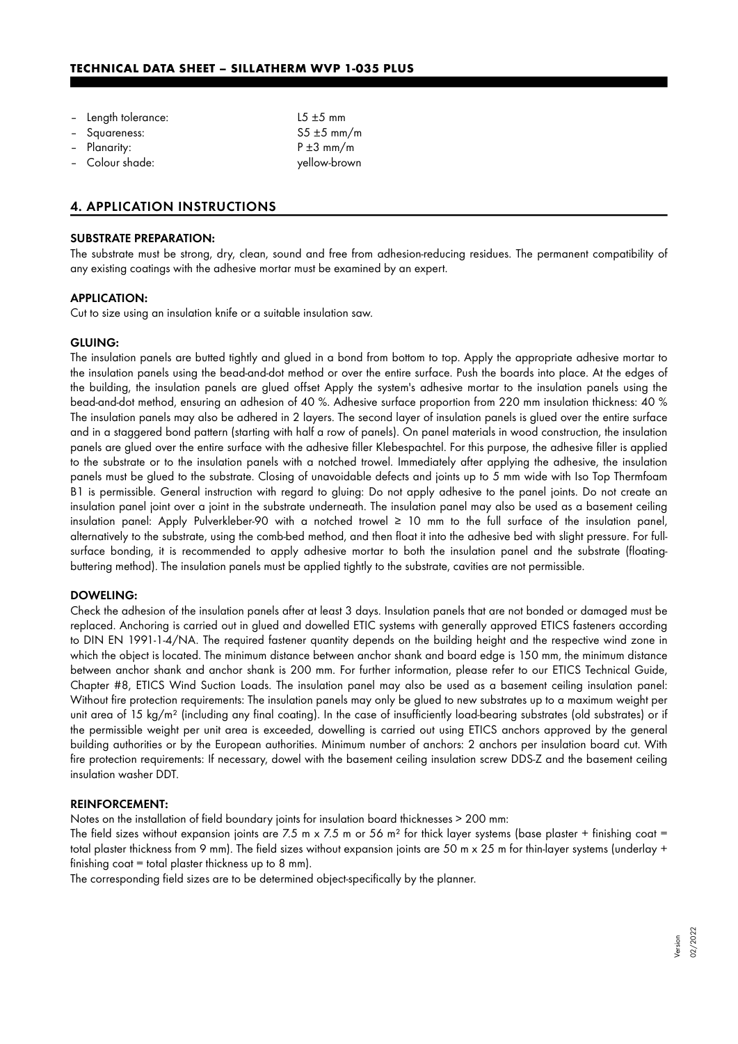- Length tolerance: L5 ±5 mm
- Squareness: S5 ±5 mm/m
- Planarity: P ±3 mm/m
- Colour shade: yellow-brown

## 4. APPLICATION INSTRUCTIONS

### SUBSTRATE PREPARATION:

The substrate must be strong, dry, clean, sound and free from adhesion-reducing residues. The permanent compatibility of any existing coatings with the adhesive mortar must be examined by an expert.

### APPLICATION:

Cut to size using an insulation knife or a suitable insulation saw.

### GLUING:

The insulation panels are butted tightly and glued in a bond from bottom to top. Apply the appropriate adhesive mortar to the insulation panels using the bead-and-dot method or over the entire surface. Push the boards into place. At the edges of the building, the insulation panels are glued offset Apply the system's adhesive mortar to the insulation panels using the bead-and-dot method, ensuring an adhesion of 40 %. Adhesive surface proportion from 220 mm insulation thickness: 40 % The insulation panels may also be adhered in 2 layers. The second layer of insulation panels is glued over the entire surface and in a staggered bond pattern (starting with half a row of panels). On panel materials in wood construction, the insulation panels are glued over the entire surface with the adhesive filler Klebespachtel. For this purpose, the adhesive filler is applied to the substrate or to the insulation panels with a notched trowel. Immediately after applying the adhesive, the insulation panels must be glued to the substrate. Closing of unavoidable defects and joints up to 5 mm wide with Iso Top Thermfoam B1 is permissible. General instruction with regard to gluing: Do not apply adhesive to the panel joints. Do not create an insulation panel joint over a joint in the substrate underneath. The insulation panel may also be used as a basement ceiling insulation panel: Apply Pulverkleber-90 with a notched trowel ≥ 10 mm to the full surface of the insulation panel, alternatively to the substrate, using the comb-bed method, and then float it into the adhesive bed with slight pressure. For full-surface bonding, it is recommended to apply adhesive mortar to both the insulation panel and the substrate (floating-buttering method). The insulation panels must be applied tightly to the substrate, cavities are not permissible.

### DOWELING:

Check the adhesion of the insulation panels after at least 3 days. Insulation panels that are not bonded or damaged must be replaced. Anchoring is carried out in glued and dowelled ETIC systems with generally approved ETICS fasteners according to DIN EN 1991-1-4/NA. The required fastener quantity depends on the building height and the respective wind zone in which the object is located. The minimum distance between anchor shank and board edge is 150 mm, the minimum distance between anchor shank and anchor shank is 200 mm. For further information, please refer to our ETICS Technical Guide, Chapter #8, ETICS Wind Suction Loads. The insulation panel may also be used as a basement ceiling insulation panel: Without fire protection requirements: The insulation panels may only be glued to new substrates up to a maximum weight per unit area of 15 kg/m² (including any final coating). In the case of insufficiently load-bearing substrates (old substrates) or if the permissible weight per unit area is exceeded, dowelling is carried out using ETICS anchors approved by the general building authorities or by the European authorities. Minimum number of anchors: 2 anchors per insulation board cut. With fire protection requirements: If necessary, dowel with the basement ceiling insulation screw DDS-Z and the basement ceiling insulation washer DDT.

### REINFORCEMENT:

Notes on the installation of field boundary joints for insulation board thicknesses > 200 mm:

The field sizes without expansion joints are 7.5 m x 7.5 m or 56 m² for thick layer systems (base plaster + finishing coat = total plaster thickness from 9 mm). The field sizes without expansion joints are 50 m x 25 m for thin-layer systems (underlay + finishing coat = total plaster thickness up to 8 mm).

The corresponding field sizes are to be determined object-specifically by the planner.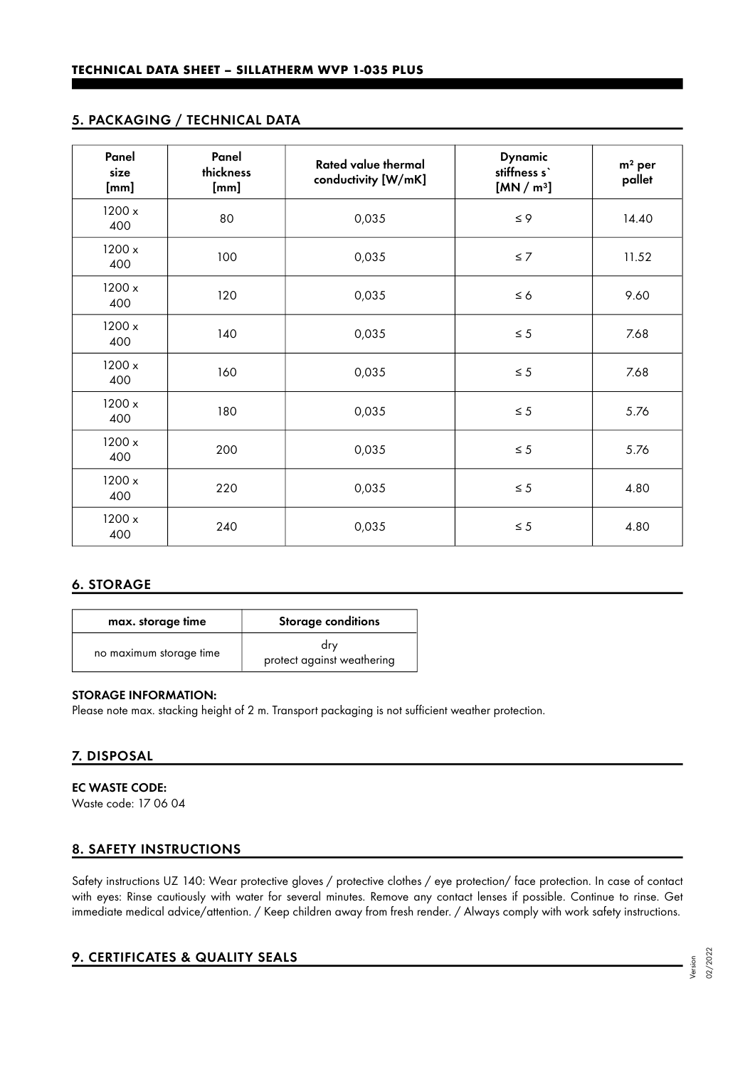## 5. PACKAGING / TECHNICAL DATA

| Panel size [mm] | Panel thickness [mm] | Rated value thermal conductivity [W/mK] | Dynamic stiffness s` [MN / m³] | m² per pallet |
|---|---|---|---|---|
| 1200 x 400 | 80 | 0,035 | ≤ 9 | 14.40 |
| 1200 x 400 | 100 | 0,035 | ≤ 7 | 11.52 |
| 1200 x 400 | 120 | 0,035 | ≤ 6 | 9.60 |
| 1200 x 400 | 140 | 0,035 | ≤ 5 | 7.68 |
| 1200 x 400 | 160 | 0,035 | ≤ 5 | 7.68 |
| 1200 x 400 | 180 | 0,035 | ≤ 5 | 5.76 |
| 1200 x 400 | 200 | 0,035 | ≤ 5 | 5.76 |
| 1200 x 400 | 220 | 0,035 | ≤ 5 | 4.80 |
| 1200 x 400 | 240 | 0,035 | ≤ 5 | 4.80 |

## 6. STORAGE

| max. storage time | Storage conditions |
|---|---|
| no maximum storage time | dry<br>protect against weathering |

**STORAGE INFORMATION:**
Please note max. stacking height of 2 m. Transport packaging is not sufficient weather protection.

## 7. DISPOSAL

**EC WASTE CODE:**
Waste code: 17 06 04

## 8. SAFETY INSTRUCTIONS

Safety instructions UZ 140: Wear protective gloves / protective clothes / eye protection/ face protection. In case of contact with eyes: Rinse cautiously with water for several minutes. Remove any contact lenses if possible. Continue to rinse. Get immediate medical advice/attention. / Keep children away from fresh render. / Always comply with work safety instructions.

## 9. CERTIFICATES & QUALITY SEALS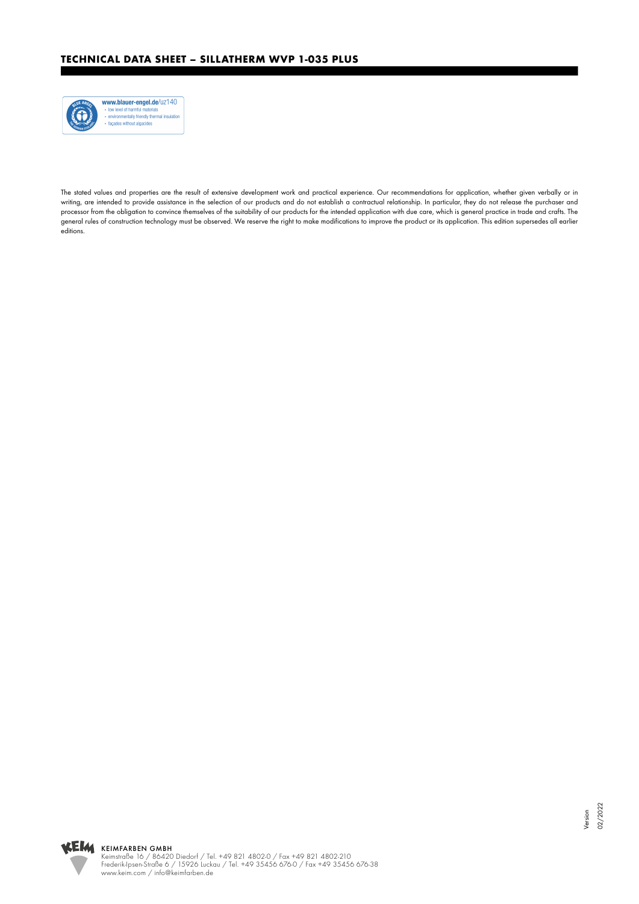www.blauer-engel.de/uz140
- low level of harmful materials
- environmentally friendly thermal insulation
- façades without algacides

The stated values and properties are the result of extensive development work and practical experience. Our recommendations for application, whether given verbally or in writing, are intended to provide assistance in the selection of our products and do not establish a contractual relationship. In particular, they do not release the purchaser and processor from the obligation to convince themselves of the suitability of our products for the intended application with due care, which is general practice in trade and crafts. The general rules of construction technology must be observed. We reserve the right to make modifications to improve the product or its application. This edition supersedes all earlier editions.

KEIMFARBEN GMBH
Keimstraße 16 / 86420 Diedorf / Tel. +49 821 4802-0 / Fax +49 821 4802-210
Frederik-Ipsen-Straße 6 / 15926 Luckau / Tel. +49 35456 676-0 / Fax +49 35456 676-38
www.keim.com / info@keimfarben.de

Version 02/2022